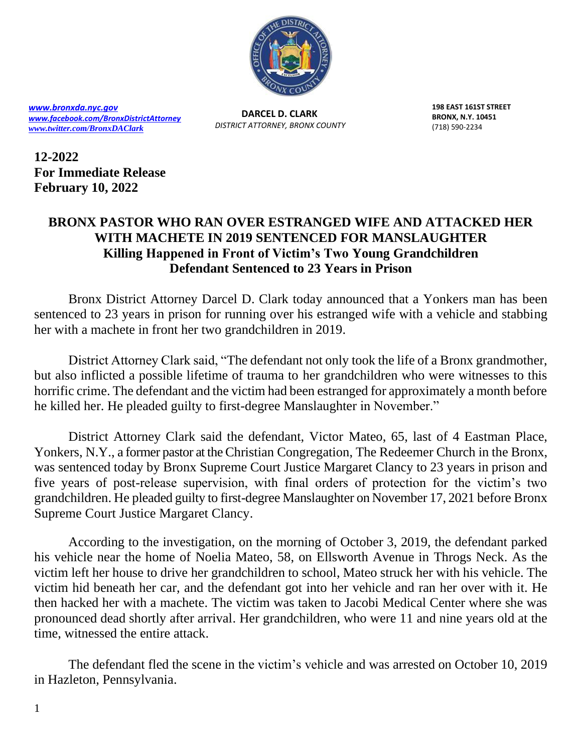[www.bronxda.nyc.gov](www.bronxda.nyc.gov)
[www.facebook.com/BronxDistrictAttorney](www.facebook.com/BronxDistrictAttorney)
[www.twitter.com/BronxDAClark](www.twitter.com/BronxDAClark)

**DARCEL D. CLARK**
*DISTRICT ATTORNEY, BRONX COUNTY*

**198 EAST 161ST STREET**
**BRONX, N.Y. 10451**
(718) 590-2234

**12-2022**
**For Immediate Release**
**February 10, 2022**

## BRONX PASTOR WHO RAN OVER ESTRANGED WIFE AND ATTACKED HER WITH MACHETE IN 2019 SENTENCED FOR MANSLAUGHTER

### Killing Happened in Front of Victim's Two Young Grandchildren

### Defendant Sentenced to 23 Years in Prison

Bronx District Attorney Darcel D. Clark today announced that a Yonkers man has been sentenced to 23 years in prison for running over his estranged wife with a vehicle and stabbing her with a machete in front her two grandchildren in 2019.

District Attorney Clark said, "The defendant not only took the life of a Bronx grandmother, but also inflicted a possible lifetime of trauma to her grandchildren who were witnesses to this horrific crime. The defendant and the victim had been estranged for approximately a month before he killed her. He pleaded guilty to first-degree Manslaughter in November."

District Attorney Clark said the defendant, Victor Mateo, 65, last of 4 Eastman Place, Yonkers, N.Y., a former pastor at the Christian Congregation, The Redeemer Church in the Bronx, was sentenced today by Bronx Supreme Court Justice Margaret Clancy to 23 years in prison and five years of post-release supervision, with final orders of protection for the victim's two grandchildren. He pleaded guilty to first-degree Manslaughter on November 17, 2021 before Bronx Supreme Court Justice Margaret Clancy.

According to the investigation, on the morning of October 3, 2019, the defendant parked his vehicle near the home of Noelia Mateo, 58, on Ellsworth Avenue in Throgs Neck. As the victim left her house to drive her grandchildren to school, Mateo struck her with his vehicle. The victim hid beneath her car, and the defendant got into her vehicle and ran her over with it. He then hacked her with a machete. The victim was taken to Jacobi Medical Center where she was pronounced dead shortly after arrival. Her grandchildren, who were 11 and nine years old at the time, witnessed the entire attack.

The defendant fled the scene in the victim's vehicle and was arrested on October 10, 2019 in Hazleton, Pennsylvania.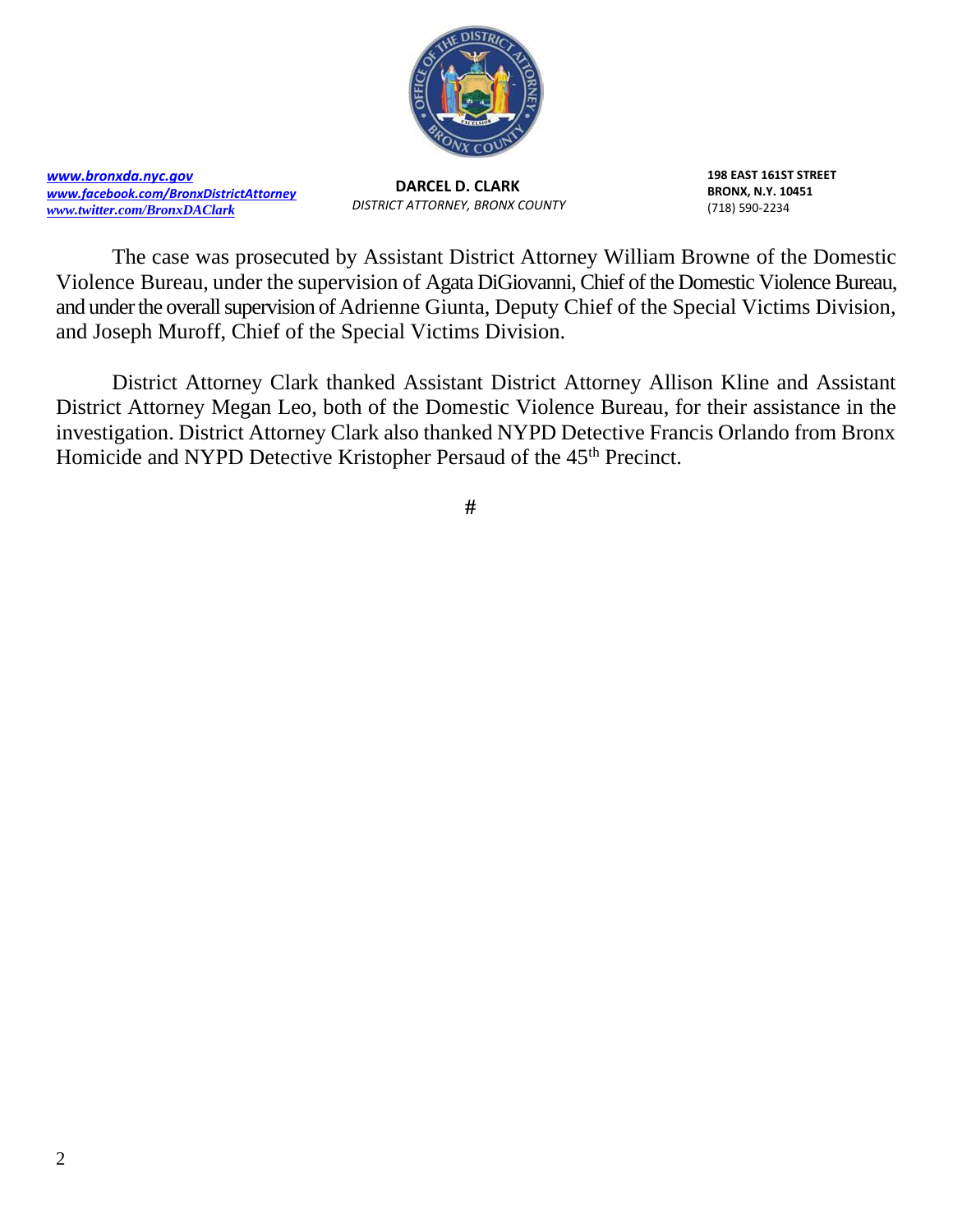www.bronxda.nyc.gov
www.facebook.com/BronxDistrictAttorney
www.twitter.com/BronxDAClark

**DARCEL D. CLARK**
*DISTRICT ATTORNEY, BRONX COUNTY*

**198 EAST 161ST STREET**
**BRONX, N.Y. 10451**
(718) 590-2234

The case was prosecuted by Assistant District Attorney William Browne of the Domestic Violence Bureau, under the supervision of Agata DiGiovanni, Chief of the Domestic Violence Bureau, and under the overall supervision of Adrienne Giunta, Deputy Chief of the Special Victims Division, and Joseph Muroff, Chief of the Special Victims Division.

District Attorney Clark thanked Assistant District Attorney Allison Kline and Assistant District Attorney Megan Leo, both of the Domestic Violence Bureau, for their assistance in the investigation. District Attorney Clark also thanked NYPD Detective Francis Orlando from Bronx Homicide and NYPD Detective Kristopher Persaud of the 45th Precinct.

#